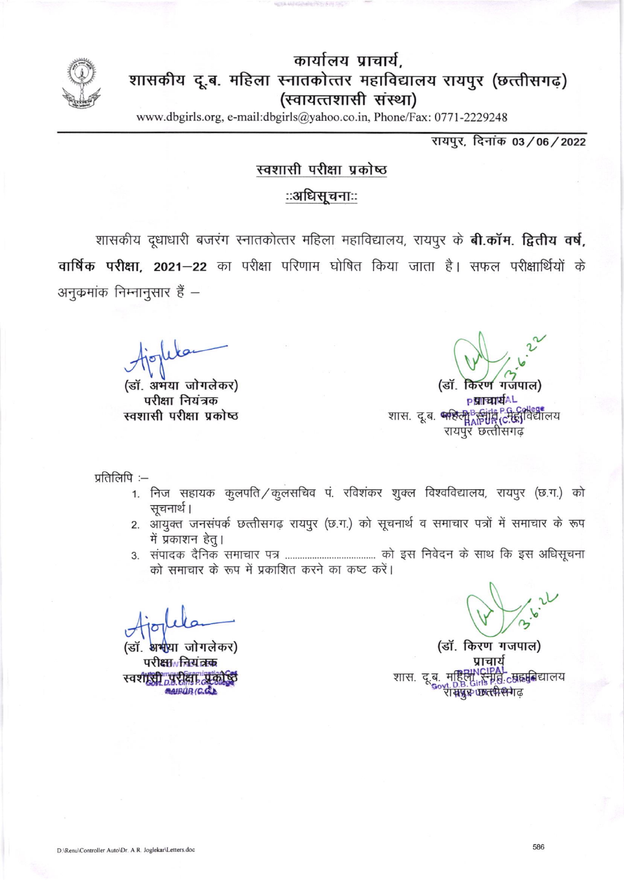# कार्यालय प्राचार्य,
## शासकीय दू.ब. महिला स्नातकोत्तर महाविद्यालय रायपुर (छत्तीसगढ़)
### (स्वायत्तशासी संस्था)

www.dbgirls.org, e-mail:dbgirls@yahoo.co.in, Phone/Fax: 0771-2229248

रायपुर, दिनांक 03/06/2022

**स्वशासी परीक्षा प्रकोष्ठ**

**::अधिसूचना::**

शासकीय दूधाधारी बजरंग स्नातकोत्तर महिला महाविद्यालय, रायपुर के **बी.कॉम. द्वितीय वर्ष, वार्षिक परीक्षा, 2021–22** का परीक्षा परिणाम घोषित किया जाता है। सफल परीक्षार्थियों के अनुक्रमांक निम्नानुसार हैं –

(डॉ. अभया जोगलेकर)
परीक्षा नियंत्रक
स्वशासी परीक्षा प्रकोष्ठ

(डॉ. किरण गजपाल)
प्राचार्य
शास. दू.ब. महिला स्नातको. महाविद्यालय
रायपुर छत्तीसगढ़

प्रतिलिपि :–

1. निज सहायक कुलपति/कुलसचिव पं. रविशंकर शुक्ल विश्वविद्यालय, रायपुर (छ.ग.) को सूचनार्थ।
2. आयुक्त जनसंपर्क छत्तीसगढ़ रायपुर (छ.ग.) को सूचनार्थ व समाचार पत्रों में समाचार के रूप में प्रकाशन हेतु।
3. संपादक दैनिक समाचार पत्र ...................................... को इस निवेदन के साथ कि इस अधिसूचना को समाचार के रूप में प्रकाशित करने का कष्ट करें।

(डॉ. अभया जोगलेकर)
परीक्षा नियंत्रक
स्वशासी परीक्षा प्रकोष्ठ

(डॉ. किरण गजपाल)
प्राचार्य
शास. दू.ब. महिला स्नातको. महाविद्यालय
रायपुर छत्तीसगढ़

D:\Renu\Controller Auto\Dr. A.R. Joglekar\Letters.doc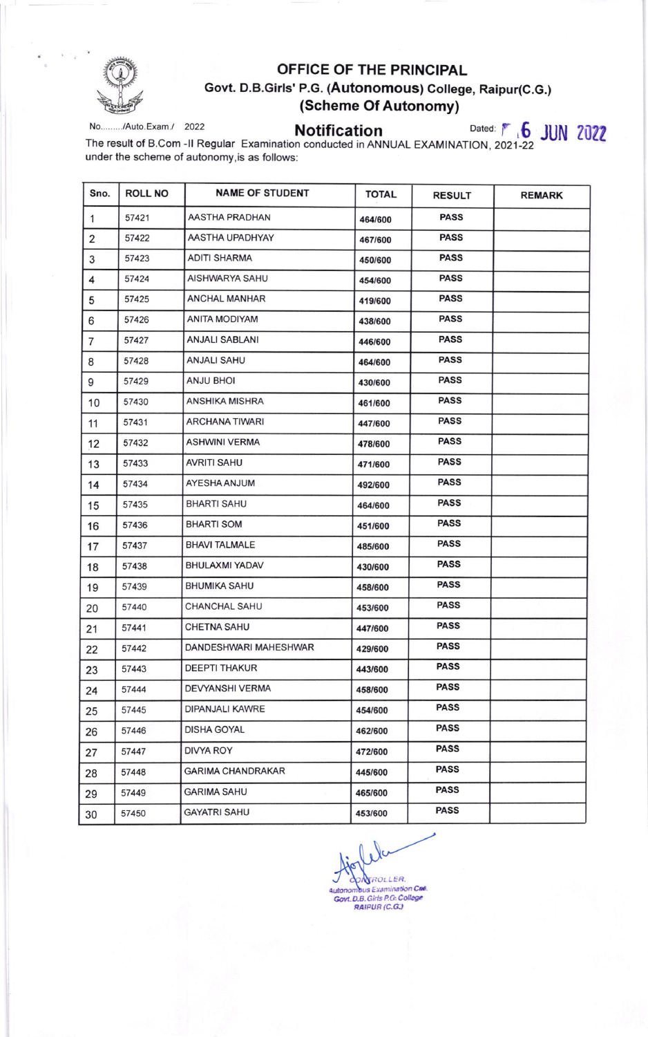# OFFICE OF THE PRINCIPAL

## Govt. D.B.Girls' P.G. (Autonomous) College, Raipur(C.G.)

## (Scheme Of Autonomy)

No........./Auto.Exam./ 2022

## Notification

Dated: 6 JUN 2022

The result of B.Com -II Regular Examination conducted in ANNUAL EXAMINATION, 2021-22 under the scheme of autonomy,is as follows:

| Sno. | ROLL NO | NAME OF STUDENT | TOTAL | RESULT | REMARK |
|---|---|---|---|---|---|
| 1 | 57421 | AASTHA PRADHAN | 464/600 | PASS | |
| 2 | 57422 | AASTHA UPADHYAY | 467/600 | PASS | |
| 3 | 57423 | ADITI SHARMA | 450/600 | PASS | |
| 4 | 57424 | AISHWARYA SAHU | 454/600 | PASS | |
| 5 | 57425 | ANCHAL MANHAR | 419/600 | PASS | |
| 6 | 57426 | ANITA MODIYAM | 438/600 | PASS | |
| 7 | 57427 | ANJALI SABLANI | 446/600 | PASS | |
| 8 | 57428 | ANJALI SAHU | 464/600 | PASS | |
| 9 | 57429 | ANJU BHOI | 430/600 | PASS | |
| 10 | 57430 | ANSHIKA MISHRA | 461/600 | PASS | |
| 11 | 57431 | ARCHANA TIWARI | 447/600 | PASS | |
| 12 | 57432 | ASHWINI VERMA | 478/600 | PASS | |
| 13 | 57433 | AVRITI SAHU | 471/600 | PASS | |
| 14 | 57434 | AYESHA ANJUM | 492/600 | PASS | |
| 15 | 57435 | BHARTI SAHU | 464/600 | PASS | |
| 16 | 57436 | BHARTI SOM | 451/600 | PASS | |
| 17 | 57437 | BHAVI TALMALE | 485/600 | PASS | |
| 18 | 57438 | BHULAXMI YADAV | 430/600 | PASS | |
| 19 | 57439 | BHUMIKA SAHU | 458/600 | PASS | |
| 20 | 57440 | CHANCHAL SAHU | 453/600 | PASS | |
| 21 | 57441 | CHETNA SAHU | 447/600 | PASS | |
| 22 | 57442 | DANDESHWARI MAHESHWAR | 429/600 | PASS | |
| 23 | 57443 | DEEPTI THAKUR | 443/600 | PASS | |
| 24 | 57444 | DEVYANSHI VERMA | 458/600 | PASS | |
| 25 | 57445 | DIPANJALI KAWRE | 454/600 | PASS | |
| 26 | 57446 | DISHA GOYAL | 462/600 | PASS | |
| 27 | 57447 | DIVYA ROY | 472/600 | PASS | |
| 28 | 57448 | GARIMA CHANDRAKAR | 445/600 | PASS | |
| 29 | 57449 | GARIMA SAHU | 465/600 | PASS | |
| 30 | 57450 | GAYATRI SAHU | 453/600 | PASS | |

CONTROLLER,
Autonomous Examination Cell
Govt. D.B. Girls P.G. College
RAIPUR (C.G.)